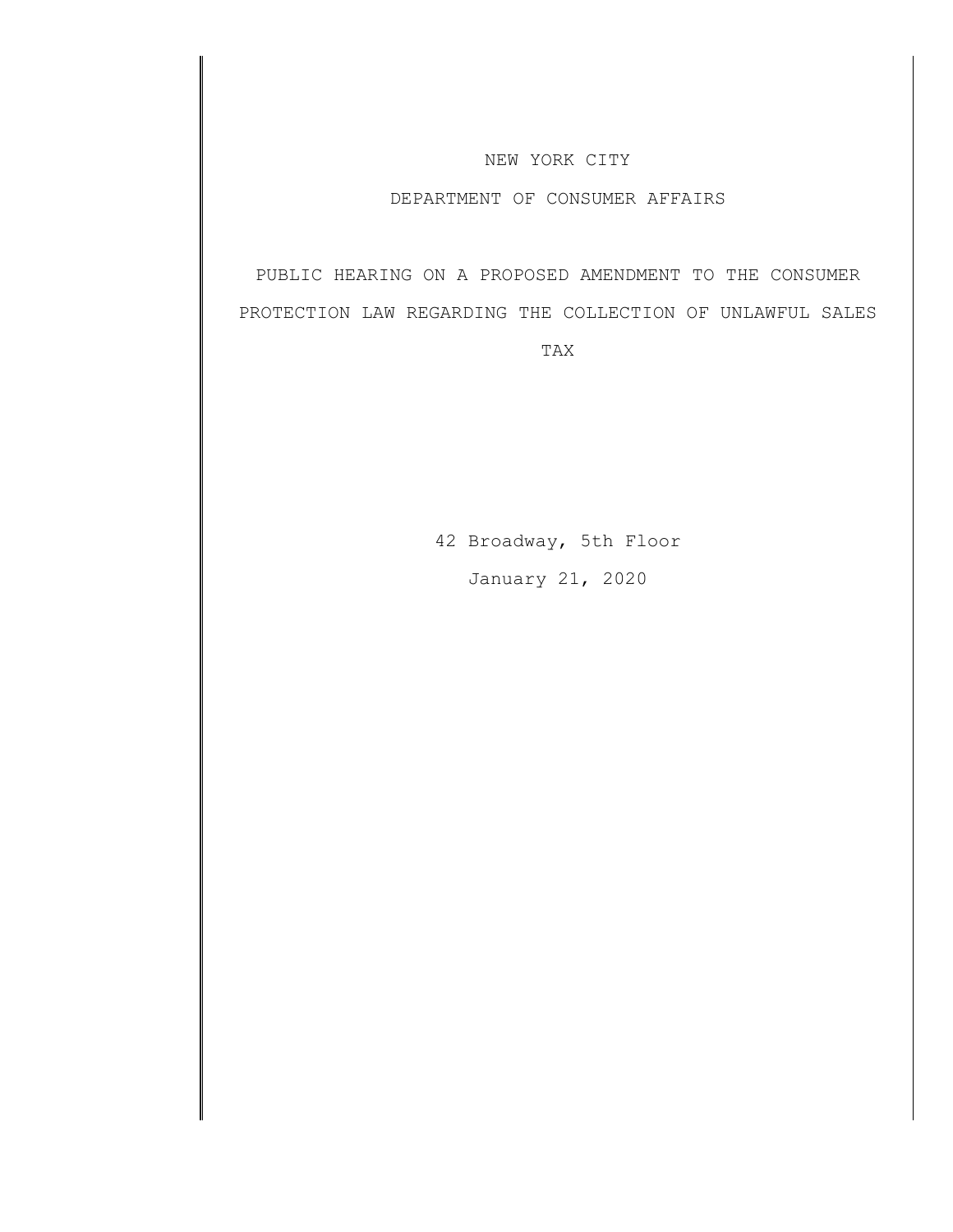NEW YORK CITY

DEPARTMENT OF CONSUMER AFFAIRS

PUBLIC HEARING ON A PROPOSED AMENDMENT TO THE CONSUMER PROTECTION LAW REGARDING THE COLLECTION OF UNLAWFUL SALES TAX

42 Broadway, 5th Floor

January 21, 2020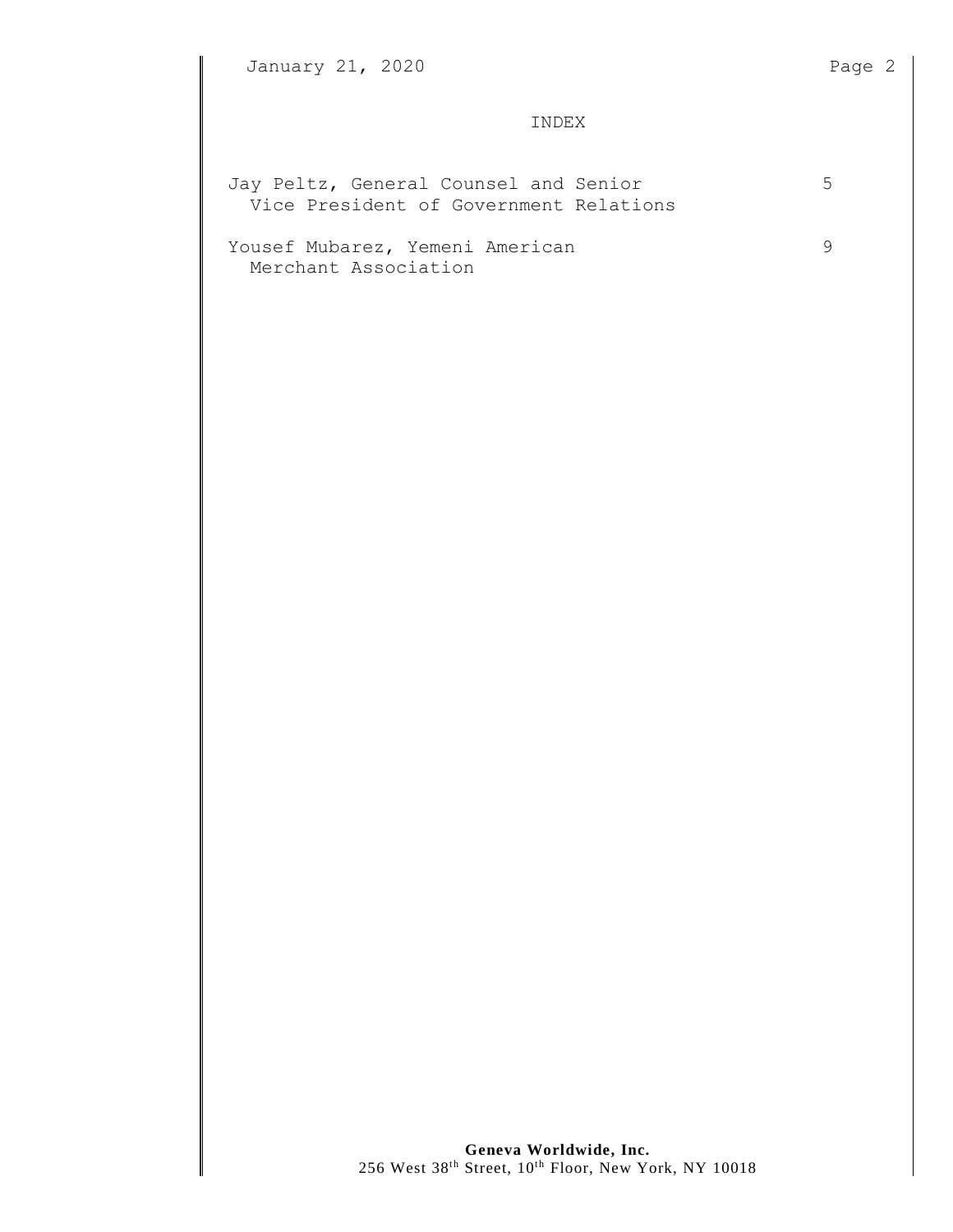# INDEX

| | |
|---|---|
| Jay Peltz, General Counsel and Senior Vice President of Government Relations | 5 |
| Yousef Mubarez, Yemeni American Merchant Association | 9 |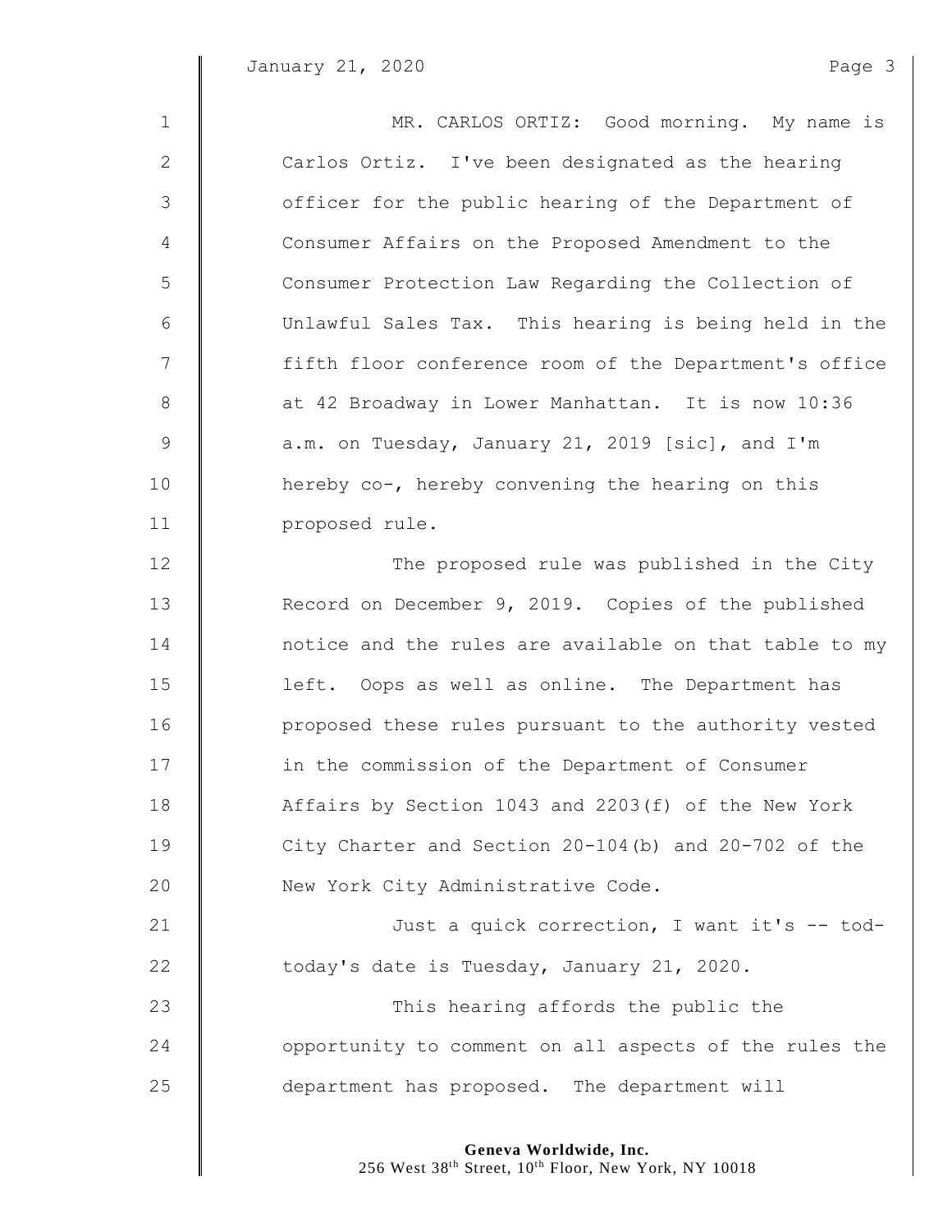MR. CARLOS ORTIZ: Good morning. My name is Carlos Ortiz. I've been designated as the hearing officer for the public hearing of the Department of Consumer Affairs on the Proposed Amendment to the Consumer Protection Law Regarding the Collection of Unlawful Sales Tax. This hearing is being held in the fifth floor conference room of the Department's office at 42 Broadway in Lower Manhattan. It is now 10:36 a.m. on Tuesday, January 21, 2019 [sic], and I'm hereby co-, hereby convening the hearing on this proposed rule.

The proposed rule was published in the City Record on December 9, 2019. Copies of the published notice and the rules are available on that table to my left. Oops as well as online. The Department has proposed these rules pursuant to the authority vested in the commission of the Department of Consumer Affairs by Section 1043 and 2203(f) of the New York City Charter and Section 20-104(b) and 20-702 of the New York City Administrative Code.

Just a quick correction, I want it's -- tod- today's date is Tuesday, January 21, 2020.

This hearing affords the public the opportunity to comment on all aspects of the rules the department has proposed. The department will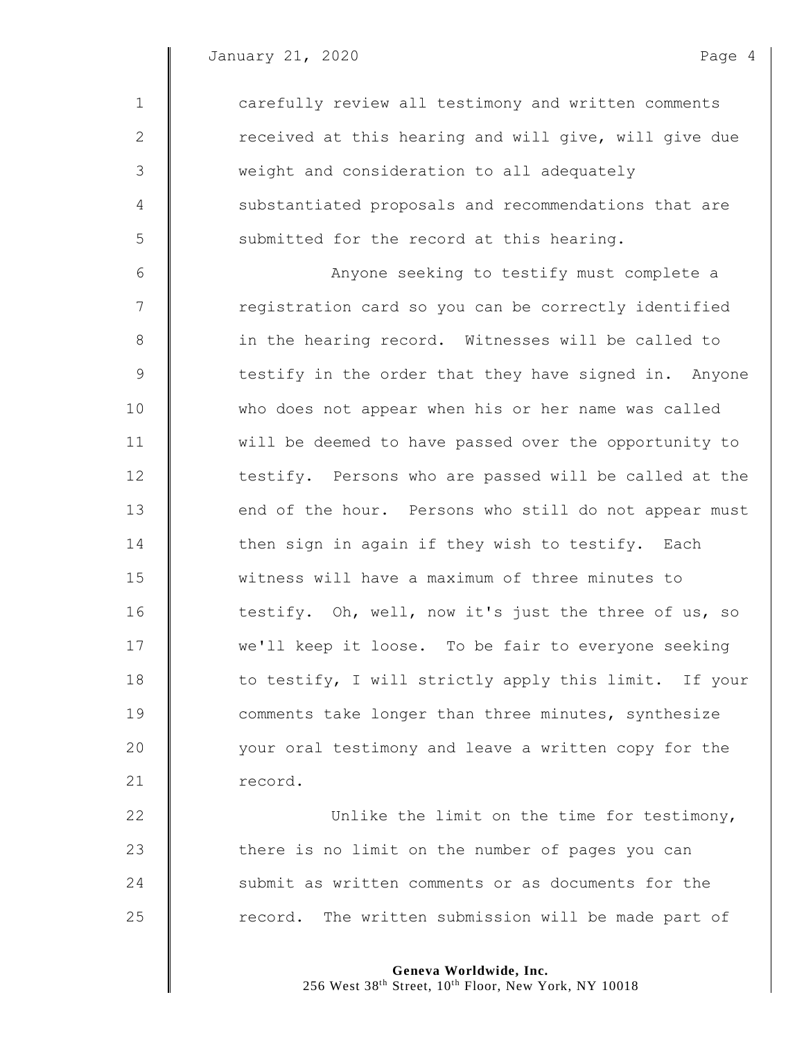carefully review all testimony and written comments received at this hearing and will give, will give due weight and consideration to all adequately substantiated proposals and recommendations that are submitted for the record at this hearing.

Anyone seeking to testify must complete a registration card so you can be correctly identified in the hearing record. Witnesses will be called to testify in the order that they have signed in. Anyone who does not appear when his or her name was called will be deemed to have passed over the opportunity to testify. Persons who are passed will be called at the end of the hour. Persons who still do not appear must then sign in again if they wish to testify. Each witness will have a maximum of three minutes to testify. Oh, well, now it's just the three of us, so we'll keep it loose. To be fair to everyone seeking to testify, I will strictly apply this limit. If your comments take longer than three minutes, synthesize your oral testimony and leave a written copy for the record.

Unlike the limit on the time for testimony, there is no limit on the number of pages you can submit as written comments or as documents for the record. The written submission will be made part of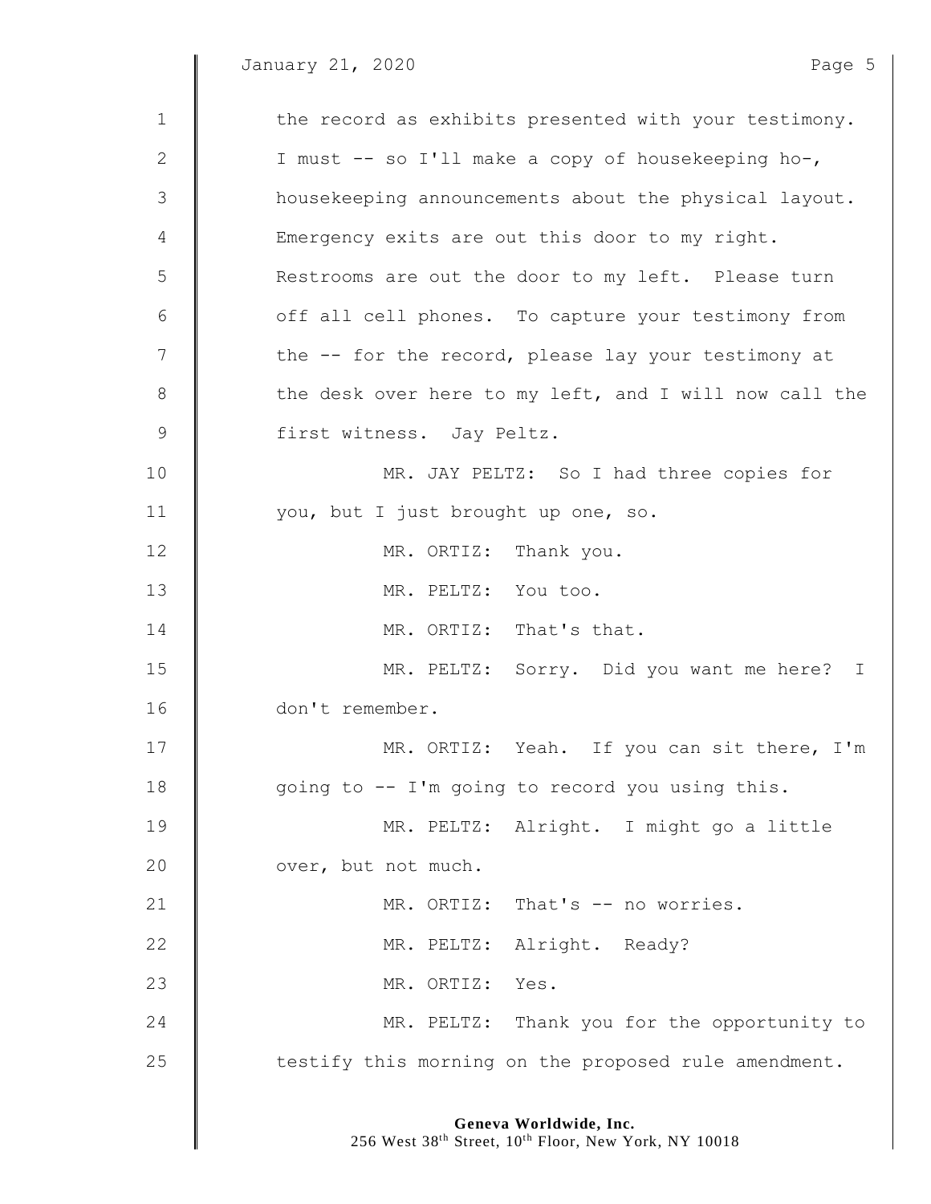the record as exhibits presented with your testimony. I must -- so I'll make a copy of housekeeping ho-, housekeeping announcements about the physical layout. Emergency exits are out this door to my right. Restrooms are out the door to my left. Please turn off all cell phones. To capture your testimony from the -- for the record, please lay your testimony at the desk over here to my left, and I will now call the first witness. Jay Peltz.

MR. JAY PELTZ: So I had three copies for you, but I just brought up one, so.

MR. ORTIZ: Thank you.

MR. PELTZ: You too.

MR. ORTIZ: That's that.

MR. PELTZ: Sorry. Did you want me here? I don't remember.

MR. ORTIZ: Yeah. If you can sit there, I'm going to -- I'm going to record you using this.

MR. PELTZ: Alright. I might go a little over, but not much.

MR. ORTIZ: That's -- no worries.

MR. PELTZ: Alright. Ready?

MR. ORTIZ: Yes.

MR. PELTZ: Thank you for the opportunity to testify this morning on the proposed rule amendment.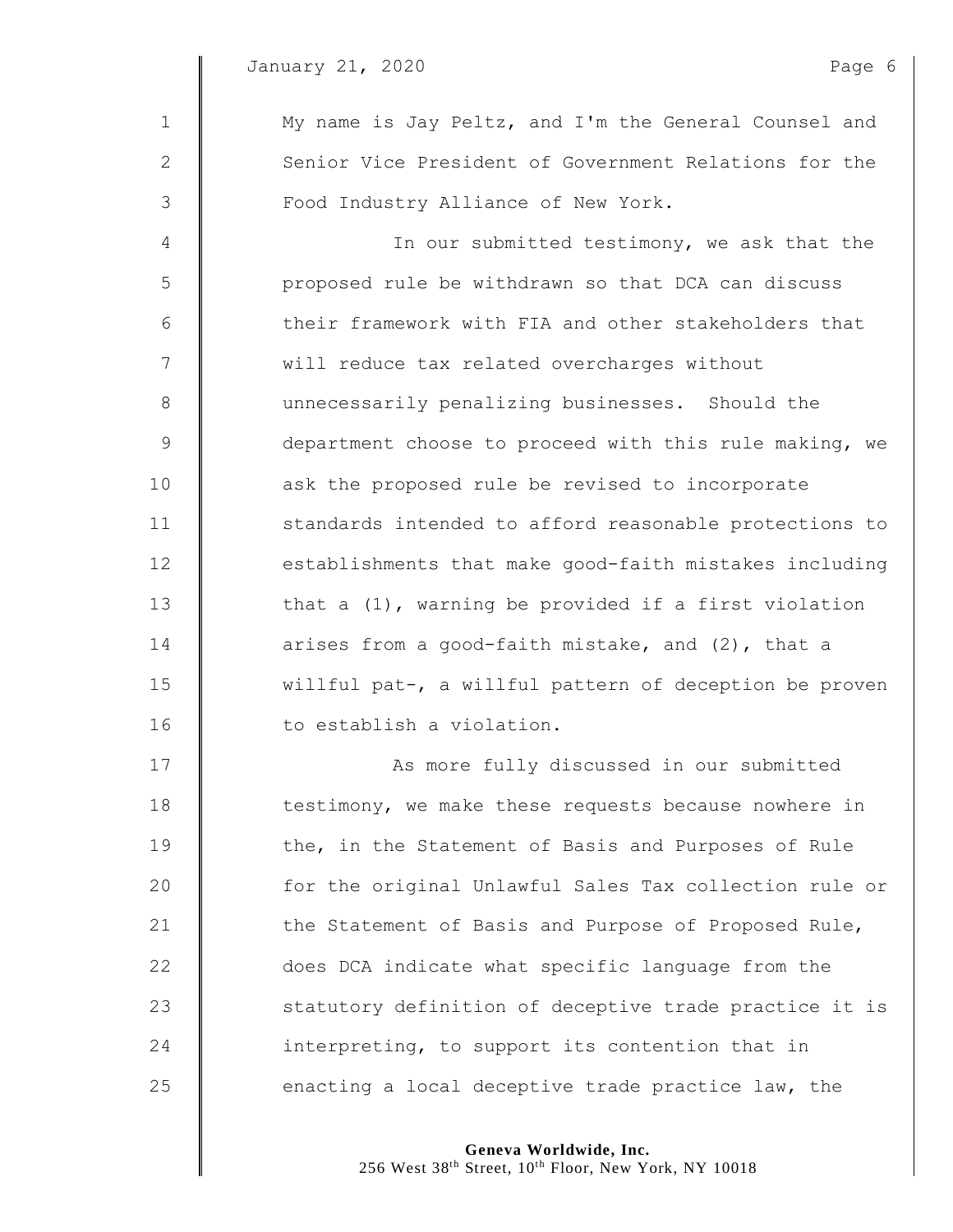My name is Jay Peltz, and I'm the General Counsel and Senior Vice President of Government Relations for the Food Industry Alliance of New York.

In our submitted testimony, we ask that the proposed rule be withdrawn so that DCA can discuss their framework with FIA and other stakeholders that will reduce tax related overcharges without unnecessarily penalizing businesses. Should the department choose to proceed with this rule making, we ask the proposed rule be revised to incorporate standards intended to afford reasonable protections to establishments that make good-faith mistakes including that a (1), warning be provided if a first violation arises from a good-faith mistake, and (2), that a willful pat-, a willful pattern of deception be proven to establish a violation.

As more fully discussed in our submitted testimony, we make these requests because nowhere in the, in the Statement of Basis and Purposes of Rule for the original Unlawful Sales Tax collection rule or the Statement of Basis and Purpose of Proposed Rule, does DCA indicate what specific language from the statutory definition of deceptive trade practice it is interpreting, to support its contention that in enacting a local deceptive trade practice law, the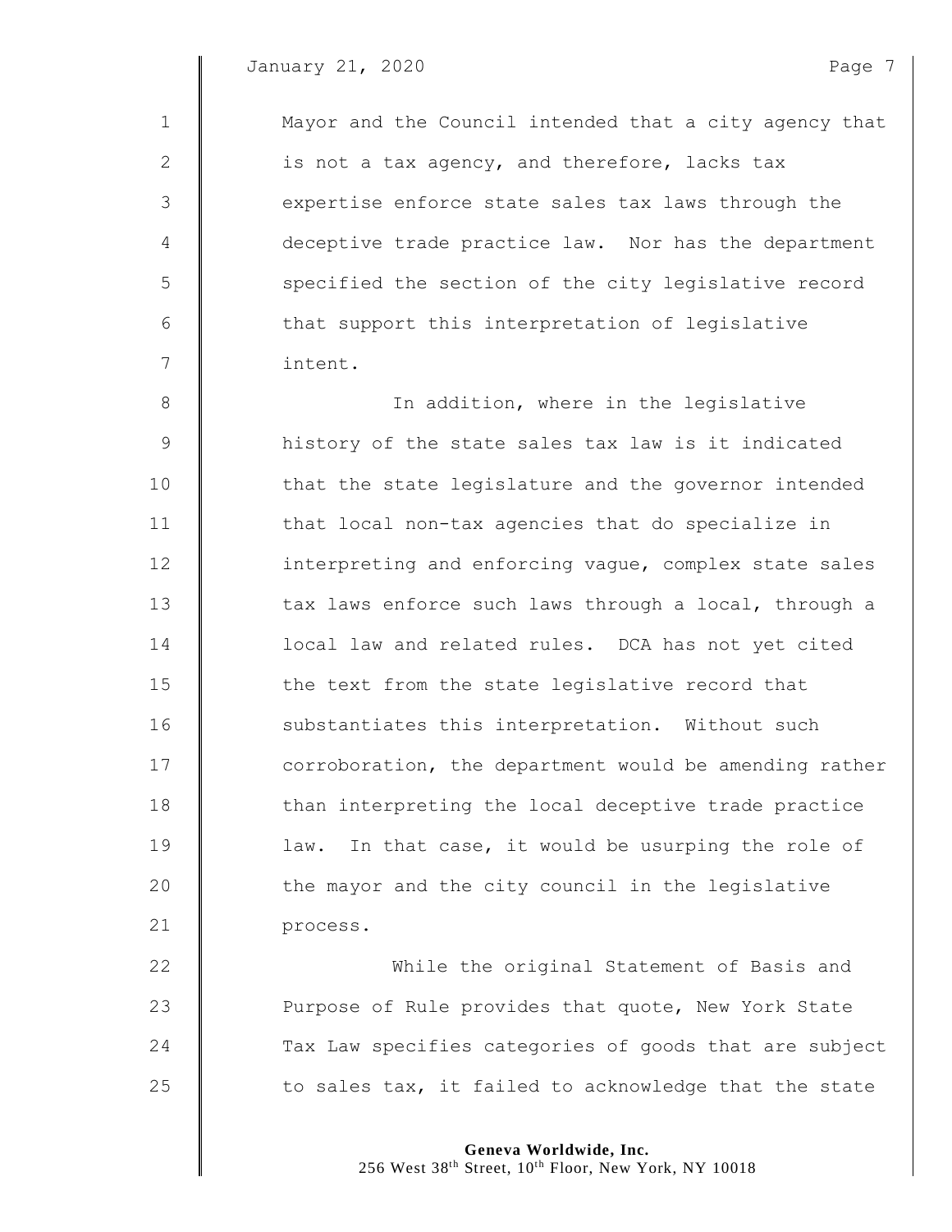Mayor and the Council intended that a city agency that is not a tax agency, and therefore, lacks tax expertise enforce state sales tax laws through the deceptive trade practice law. Nor has the department specified the section of the city legislative record that support this interpretation of legislative intent.

In addition, where in the legislative history of the state sales tax law is it indicated that the state legislature and the governor intended that local non-tax agencies that do specialize in interpreting and enforcing vague, complex state sales tax laws enforce such laws through a local, through a local law and related rules. DCA has not yet cited the text from the state legislative record that substantiates this interpretation. Without such corroboration, the department would be amending rather than interpreting the local deceptive trade practice law. In that case, it would be usurping the role of the mayor and the city council in the legislative process.

While the original Statement of Basis and Purpose of Rule provides that quote, New York State Tax Law specifies categories of goods that are subject to sales tax, it failed to acknowledge that the state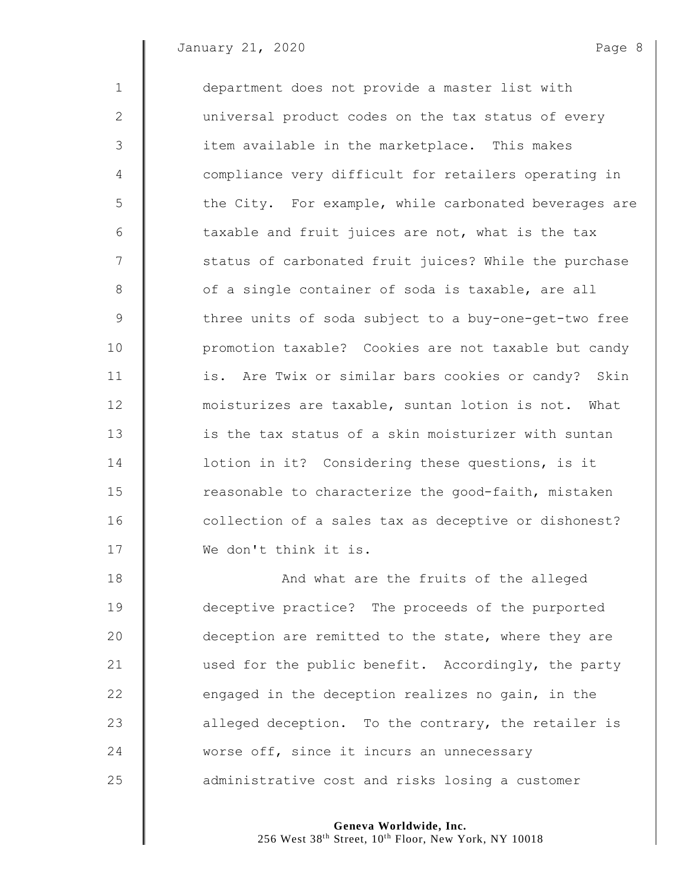department does not provide a master list with universal product codes on the tax status of every item available in the marketplace. This makes compliance very difficult for retailers operating in the City. For example, while carbonated beverages are taxable and fruit juices are not, what is the tax status of carbonated fruit juices? While the purchase of a single container of soda is taxable, are all three units of soda subject to a buy-one-get-two free promotion taxable? Cookies are not taxable but candy is. Are Twix or similar bars cookies or candy? Skin moisturizes are taxable, suntan lotion is not. What is the tax status of a skin moisturizer with suntan lotion in it? Considering these questions, is it reasonable to characterize the good-faith, mistaken collection of a sales tax as deceptive or dishonest? We don't think it is.

And what are the fruits of the alleged deceptive practice? The proceeds of the purported deception are remitted to the state, where they are used for the public benefit. Accordingly, the party engaged in the deception realizes no gain, in the alleged deception. To the contrary, the retailer is worse off, since it incurs an unnecessary administrative cost and risks losing a customer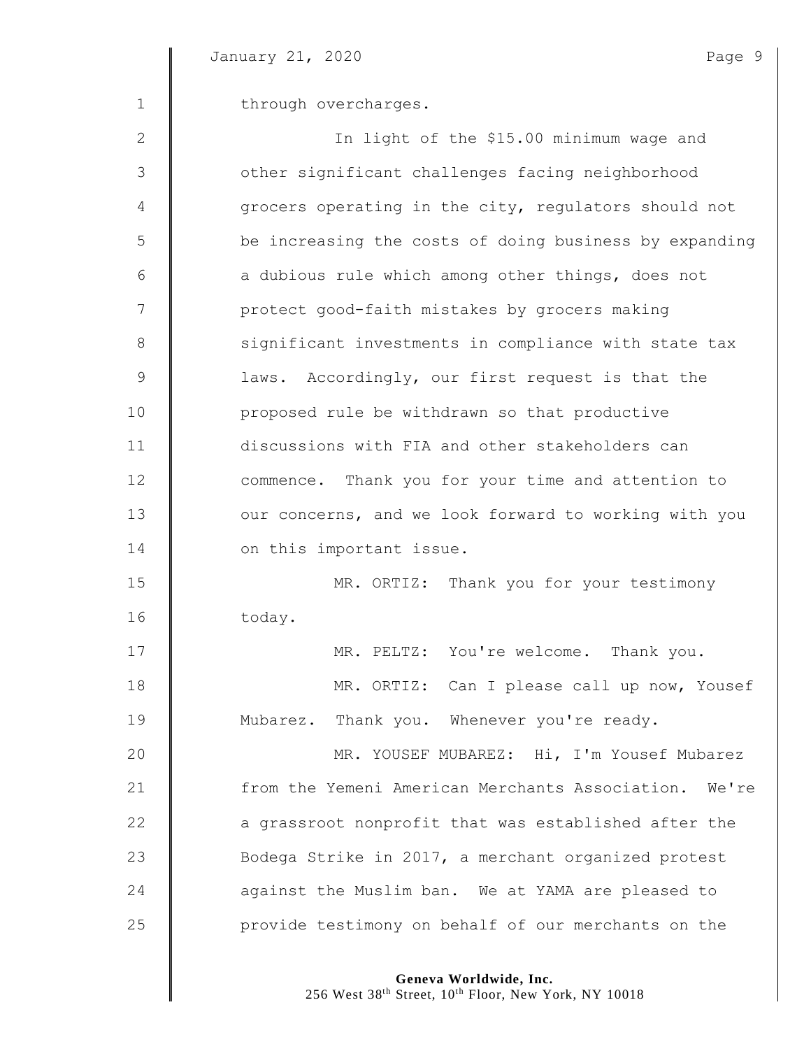through overcharges.

In light of the $15.00 minimum wage and other significant challenges facing neighborhood grocers operating in the city, regulators should not be increasing the costs of doing business by expanding a dubious rule which among other things, does not protect good-faith mistakes by grocers making significant investments in compliance with state tax laws. Accordingly, our first request is that the proposed rule be withdrawn so that productive discussions with FIA and other stakeholders can commence. Thank you for your time and attention to our concerns, and we look forward to working with you on this important issue.

MR. ORTIZ: Thank you for your testimony today.

MR. PELTZ: You're welcome. Thank you.

MR. ORTIZ: Can I please call up now, Yousef Mubarez. Thank you. Whenever you're ready.

MR. YOUSEF MUBAREZ: Hi, I'm Yousef Mubarez from the Yemeni American Merchants Association. We're a grassroot nonprofit that was established after the Bodega Strike in 2017, a merchant organized protest against the Muslim ban. We at YAMA are pleased to provide testimony on behalf of our merchants on the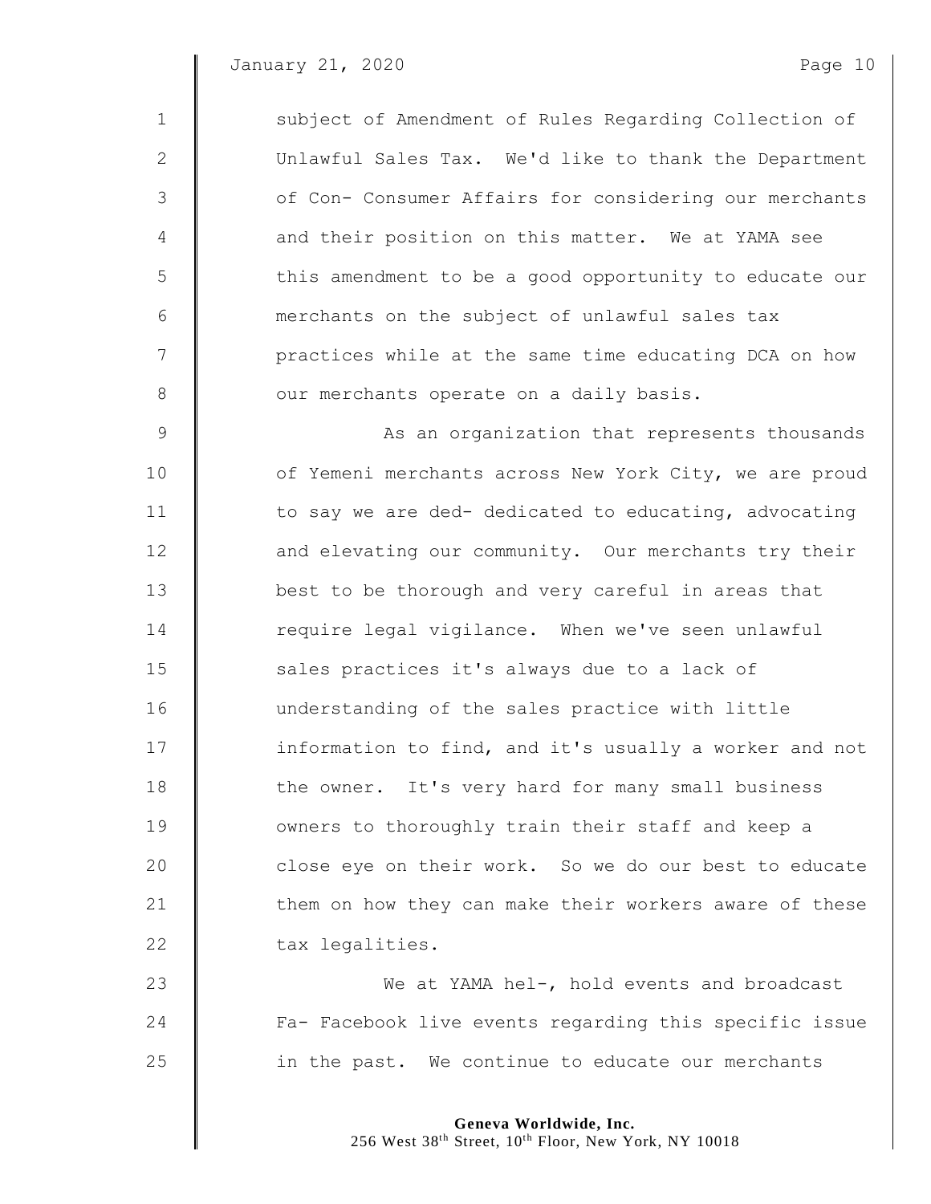subject of Amendment of Rules Regarding Collection of Unlawful Sales Tax. We'd like to thank the Department of Con- Consumer Affairs for considering our merchants and their position on this matter. We at YAMA see this amendment to be a good opportunity to educate our merchants on the subject of unlawful sales tax practices while at the same time educating DCA on how our merchants operate on a daily basis.

As an organization that represents thousands of Yemeni merchants across New York City, we are proud to say we are ded- dedicated to educating, advocating and elevating our community. Our merchants try their best to be thorough and very careful in areas that require legal vigilance. When we've seen unlawful sales practices it's always due to a lack of understanding of the sales practice with little information to find, and it's usually a worker and not the owner. It's very hard for many small business owners to thoroughly train their staff and keep a close eye on their work. So we do our best to educate them on how they can make their workers aware of these tax legalities.

We at YAMA hel-, hold events and broadcast Fa- Facebook live events regarding this specific issue in the past. We continue to educate our merchants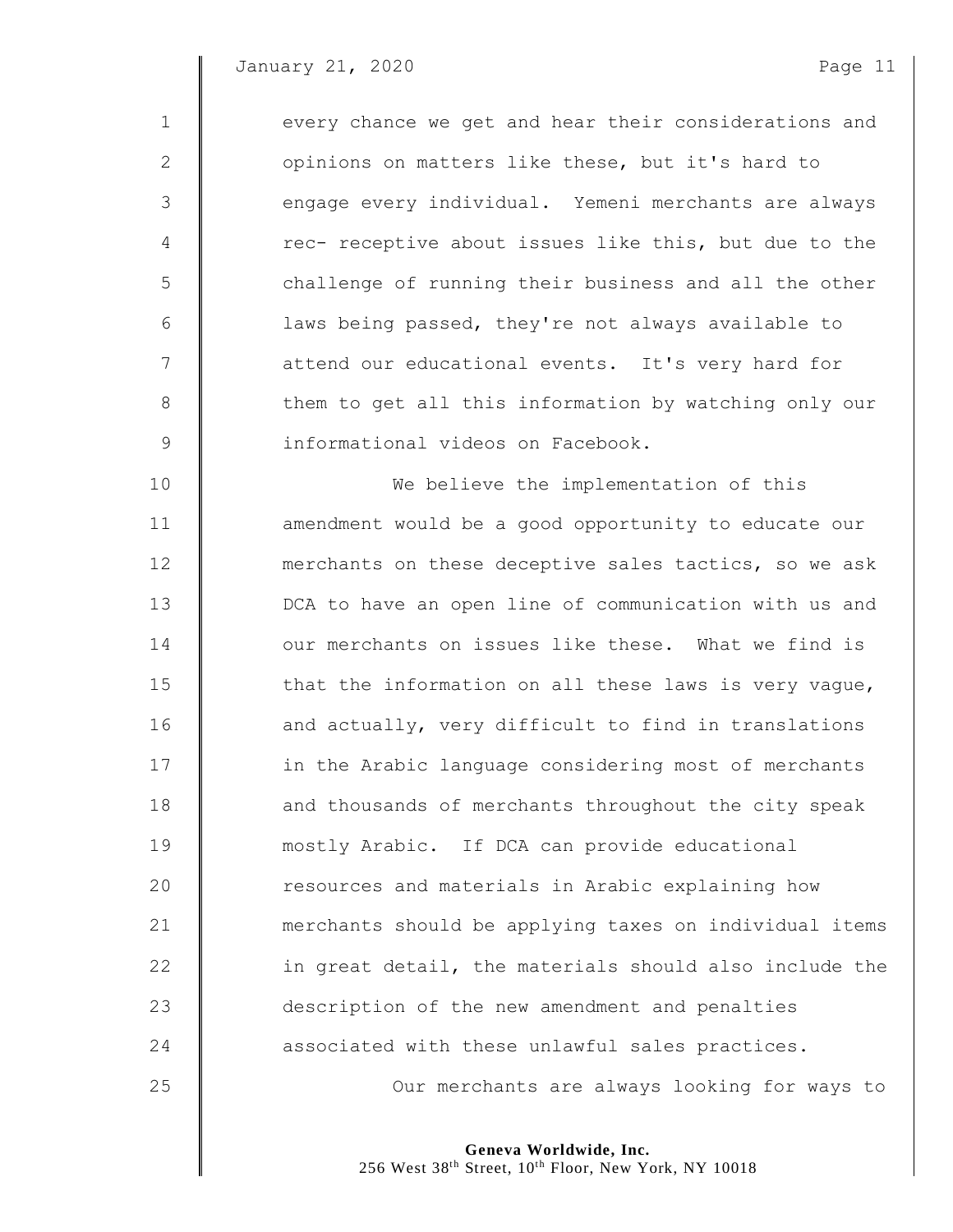every chance we get and hear their considerations and opinions on matters like these, but it's hard to engage every individual. Yemeni merchants are always rec- receptive about issues like this, but due to the challenge of running their business and all the other laws being passed, they're not always available to attend our educational events. It's very hard for them to get all this information by watching only our informational videos on Facebook.

We believe the implementation of this amendment would be a good opportunity to educate our merchants on these deceptive sales tactics, so we ask DCA to have an open line of communication with us and our merchants on issues like these. What we find is that the information on all these laws is very vague, and actually, very difficult to find in translations in the Arabic language considering most of merchants and thousands of merchants throughout the city speak mostly Arabic. If DCA can provide educational resources and materials in Arabic explaining how merchants should be applying taxes on individual items in great detail, the materials should also include the description of the new amendment and penalties associated with these unlawful sales practices.

Our merchants are always looking for ways to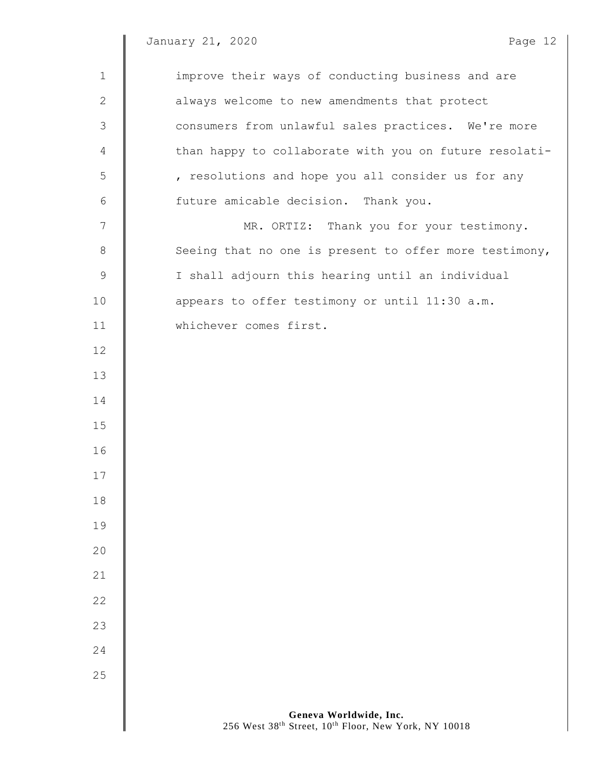improve their ways of conducting business and are always welcome to new amendments that protect consumers from unlawful sales practices. We're more than happy to collaborate with you on future resolati- , resolutions and hope you all consider us for any future amicable decision. Thank you.

MR. ORTIZ: Thank you for your testimony. Seeing that no one is present to offer more testimony, I shall adjourn this hearing until an individual appears to offer testimony or until 11:30 a.m. whichever comes first.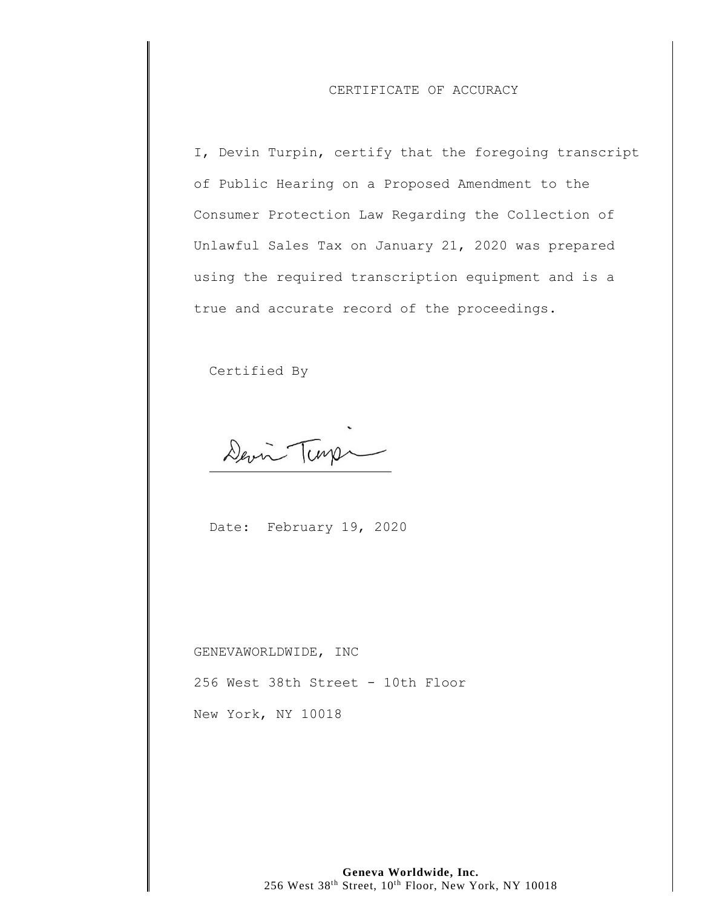# CERTIFICATE OF ACCURACY

I, Devin Turpin, certify that the foregoing transcript of Public Hearing on a Proposed Amendment to the Consumer Protection Law Regarding the Collection of Unlawful Sales Tax on January 21, 2020 was prepared using the required transcription equipment and is a true and accurate record of the proceedings.

Certified By

Devin Turpin

Date: February 19, 2020

GENEVAWORLDWIDE, INC

256 West 38th Street - 10th Floor

New York, NY 10018